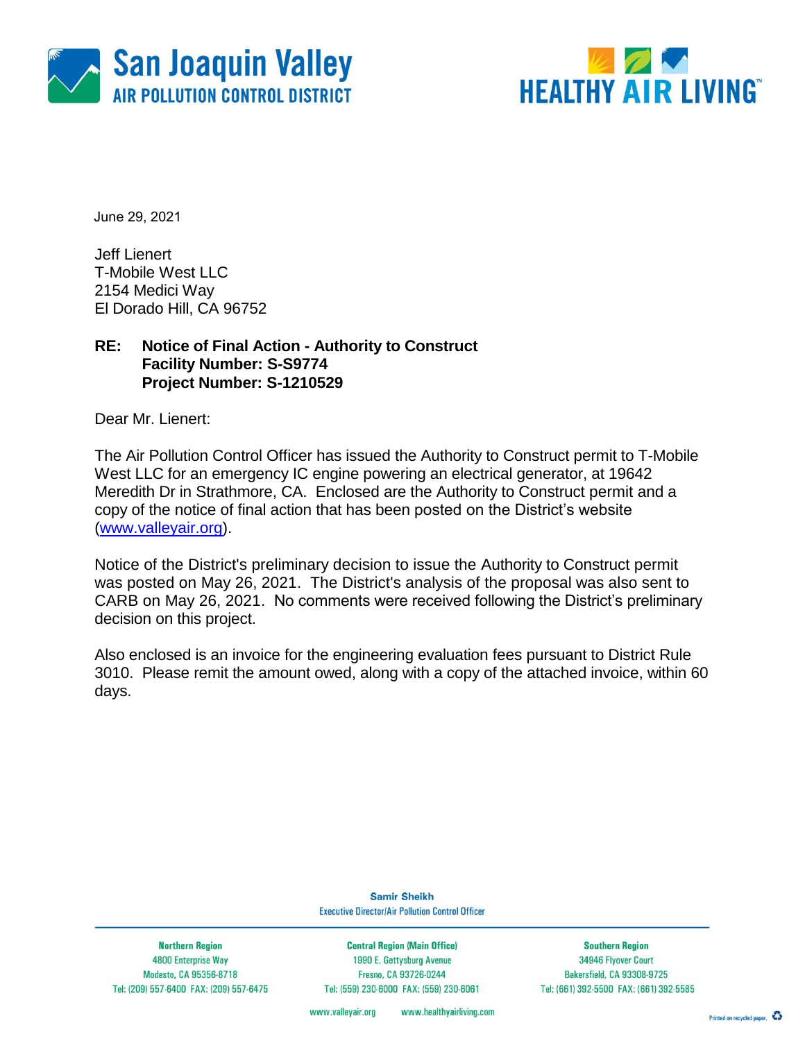San Joaquin Valley
AIR POLLUTION CONTROL DISTRICT

HEALTHY AIR LIVING™

June 29, 2021

Jeff Lienert
T-Mobile West LLC
2154 Medici Way
El Dorado Hill, CA 96752

**RE: Notice of Final Action - Authority to Construct**
**Facility Number: S-S9774**
**Project Number: S-1210529**

Dear Mr. Lienert:

The Air Pollution Control Officer has issued the Authority to Construct permit to T-Mobile West LLC for an emergency IC engine powering an electrical generator, at 19642 Meredith Dr in Strathmore, CA. Enclosed are the Authority to Construct permit and a copy of the notice of final action that has been posted on the District's website (www.valleyair.org).

Notice of the District's preliminary decision to issue the Authority to Construct permit was posted on May 26, 2021. The District's analysis of the proposal was also sent to CARB on May 26, 2021. No comments were received following the District's preliminary decision on this project.

Also enclosed is an invoice for the engineering evaluation fees pursuant to District Rule 3010. Please remit the amount owed, along with a copy of the attached invoice, within 60 days.

Samir Sheikh
Executive Director/Air Pollution Control Officer

**Northern Region**
4800 Enterprise Way
Modesto, CA 95356-8718
Tel: (209) 557-6400 FAX: (209) 557-6475

**Central Region (Main Office)**
1990 E. Gettysburg Avenue
Fresno, CA 93726-0244
Tel: (559) 230-6000 FAX: (559) 230-6061

**Southern Region**
34946 Flyover Court
Bakersfield, CA 93308-9725
Tel: (661) 392-5500 FAX: (661) 392-5585

www.valleyair.org www.healthyairliving.com

Printed on recycled paper.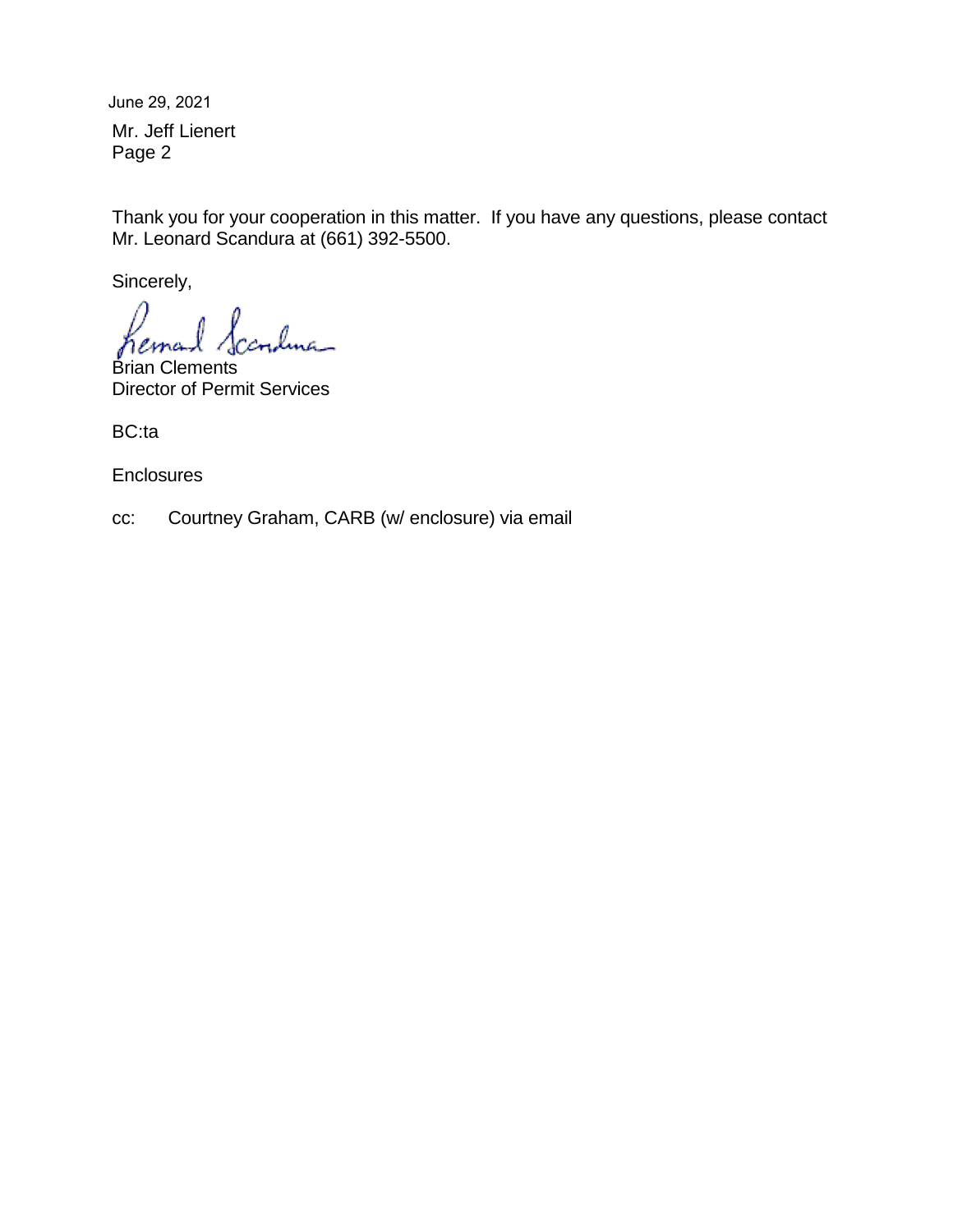June 29, 2021

Mr. Jeff Lienert

Page 2

Thank you for your cooperation in this matter. If you have any questions, please contact Mr. Leonard Scandura at (661) 392-5500.

Sincerely,

Brian Clements
Director of Permit Services

BC:ta

Enclosures

cc: Courtney Graham, CARB (w/ enclosure) via email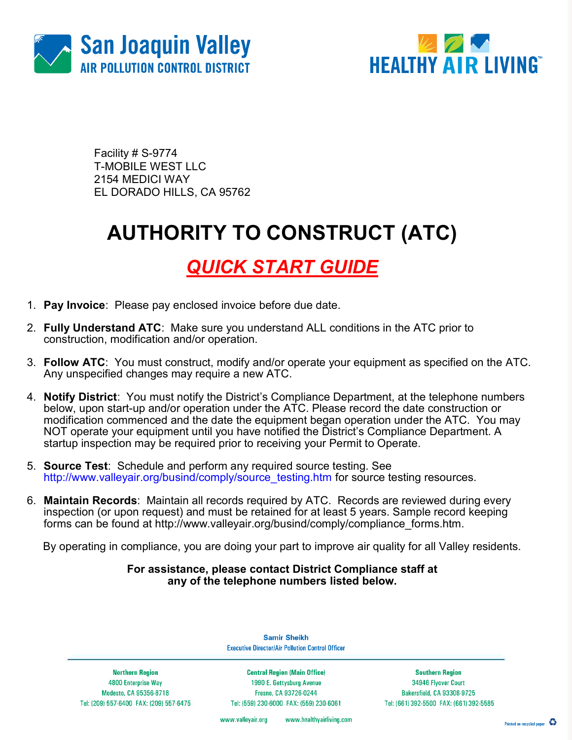San Joaquin Valley
AIR POLLUTION CONTROL DISTRICT

HEALTHY AIR LIVING™

Facility # S-9774
T-MOBILE WEST LLC
2154 MEDICI WAY
EL DORADO HILLS, CA 95762

# AUTHORITY TO CONSTRUCT (ATC)

## *QUICK START GUIDE*

1. **Pay Invoice**: Please pay enclosed invoice before due date.
2. **Fully Understand ATC**: Make sure you understand ALL conditions in the ATC prior to construction, modification and/or operation.
3. **Follow ATC**: You must construct, modify and/or operate your equipment as specified on the ATC. Any unspecified changes may require a new ATC.
4. **Notify District**: You must notify the District's Compliance Department, at the telephone numbers below, upon start-up and/or operation under the ATC. Please record the date construction or modification commenced and the date the equipment began operation under the ATC. You may NOT operate your equipment until you have notified the District's Compliance Department. A startup inspection may be required prior to receiving your Permit to Operate.
5. **Source Test**: Schedule and perform any required source testing. See http://www.valleyair.org/busind/comply/source_testing.htm for source testing resources.
6. **Maintain Records**: Maintain all records required by ATC. Records are reviewed during every inspection (or upon request) and must be retained for at least 5 years. Sample record keeping forms can be found at http://www.valleyair.org/busind/comply/compliance_forms.htm.

By operating in compliance, you are doing your part to improve air quality for all Valley residents.

**For assistance, please contact District Compliance staff at any of the telephone numbers listed below.**

Samir Sheikh
Executive Director/Air Pollution Control Officer

Northern Region
4800 Enterprise Way
Modesto, CA 95356-8718
Tel: (209) 557-6400 FAX: (209) 557-6475

Central Region (Main Office)
1990 E. Gettysburg Avenue
Fresno, CA 93726-0244
Tel: (559) 230-6000 FAX: (559) 230-6061

Southern Region
34946 Flyover Court
Bakersfield, CA 93308-9725
Tel: (661) 392-5500 FAX: (661) 392-5585

www.valleyair.org www.healthyairliving.com

Printed on recycled paper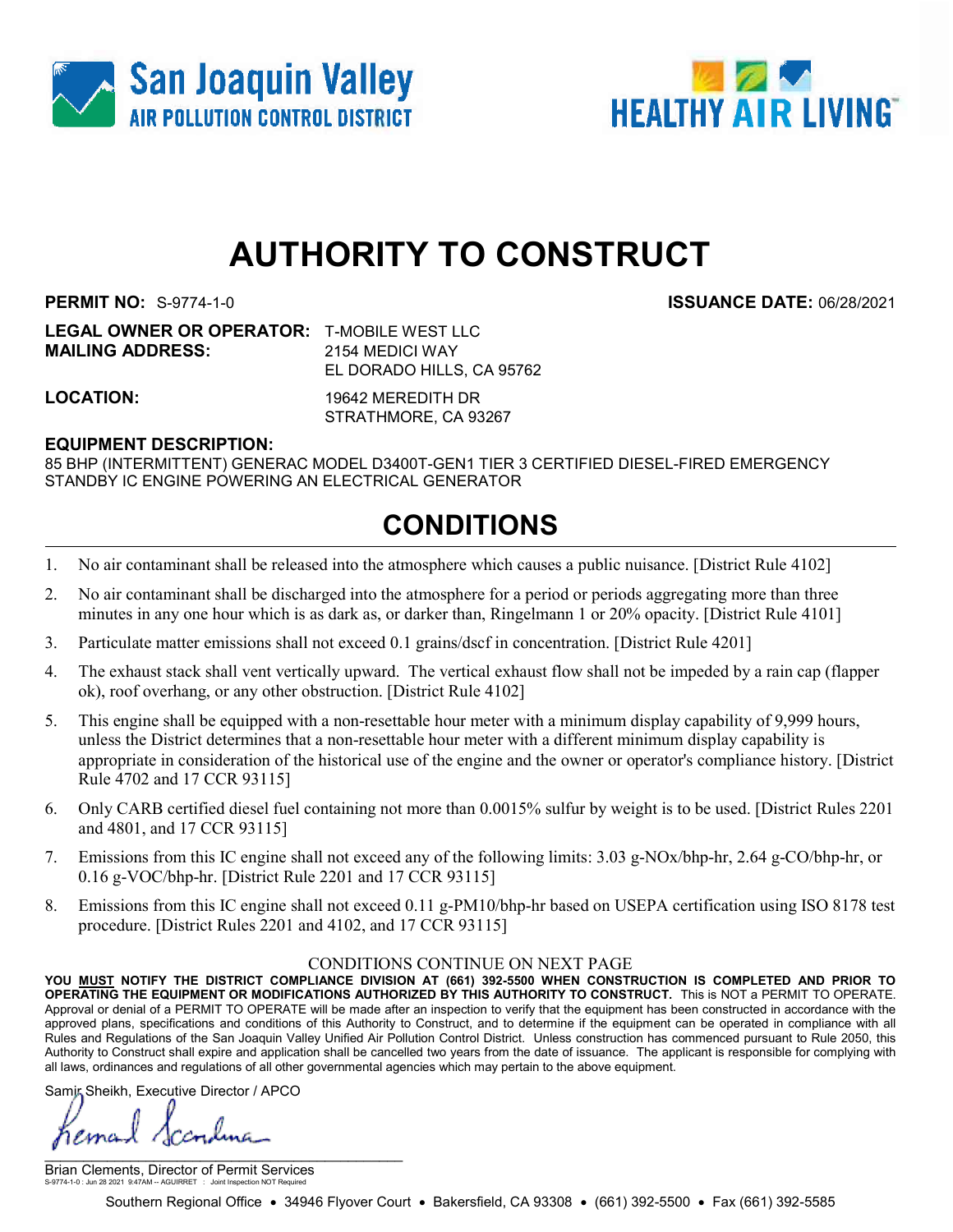San Joaquin Valley
AIR POLLUTION CONTROL DISTRICT

HEALTHY AIR LIVING

# AUTHORITY TO CONSTRUCT

**PERMIT NO:** S-9774-1-0 **ISSUANCE DATE:** 06/28/2021

**LEGAL OWNER OR OPERATOR:** T-MOBILE WEST LLC
**MAILING ADDRESS:** 2154 MEDICI WAY
EL DORADO HILLS, CA 95762

**LOCATION:** 19642 MEREDITH DR
STRATHMORE, CA 93267

**EQUIPMENT DESCRIPTION:**
85 BHP (INTERMITTENT) GENERAC MODEL D3400T-GEN1 TIER 3 CERTIFIED DIESEL-FIRED EMERGENCY STANDBY IC ENGINE POWERING AN ELECTRICAL GENERATOR

## CONDITIONS

1. No air contaminant shall be released into the atmosphere which causes a public nuisance. [District Rule 4102]
2. No air contaminant shall be discharged into the atmosphere for a period or periods aggregating more than three minutes in any one hour which is as dark as, or darker than, Ringelmann 1 or 20% opacity. [District Rule 4101]
3. Particulate matter emissions shall not exceed 0.1 grains/dscf in concentration. [District Rule 4201]
4. The exhaust stack shall vent vertically upward. The vertical exhaust flow shall not be impeded by a rain cap (flapper ok), roof overhang, or any other obstruction. [District Rule 4102]
5. This engine shall be equipped with a non-resettable hour meter with a minimum display capability of 9,999 hours, unless the District determines that a non-resettable hour meter with a different minimum display capability is appropriate in consideration of the historical use of the engine and the owner or operator's compliance history. [District Rule 4702 and 17 CCR 93115]
6. Only CARB certified diesel fuel containing not more than 0.0015% sulfur by weight is to be used. [District Rules 2201 and 4801, and 17 CCR 93115]
7. Emissions from this IC engine shall not exceed any of the following limits: 3.03 g-NOx/bhp-hr, 2.64 g-CO/bhp-hr, or 0.16 g-VOC/bhp-hr. [District Rule 2201 and 17 CCR 93115]
8. Emissions from this IC engine shall not exceed 0.11 g-PM10/bhp-hr based on USEPA certification using ISO 8178 test procedure. [District Rules 2201 and 4102, and 17 CCR 93115]

CONDITIONS CONTINUE ON NEXT PAGE

**YOU MUST NOTIFY THE DISTRICT COMPLIANCE DIVISION AT (661) 392-5500 WHEN CONSTRUCTION IS COMPLETED AND PRIOR TO OPERATING THE EQUIPMENT OR MODIFICATIONS AUTHORIZED BY THIS AUTHORITY TO CONSTRUCT.** This is NOT a PERMIT TO OPERATE. Approval or denial of a PERMIT TO OPERATE will be made after an inspection to verify that the equipment has been constructed in accordance with the approved plans, specifications and conditions of this Authority to Construct, and to determine if the equipment can be operated in compliance with all Rules and Regulations of the San Joaquin Valley Unified Air Pollution Control District. Unless construction has commenced pursuant to Rule 2050, this Authority to Construct shall expire and application shall be cancelled two years from the date of issuance. The applicant is responsible for complying with all laws, ordinances and regulations of all other governmental agencies which may pertain to the above equipment.

Samir Sheikh, Executive Director / APCO

Brian Clements, Director of Permit Services

S-9774-1-0 : Jun 28 2021 9:47AM -- AGUIRRET : Joint Inspection NOT Required

Southern Regional Office • 34946 Flyover Court • Bakersfield, CA 93308 • (661) 392-5500 • Fax (661) 392-5585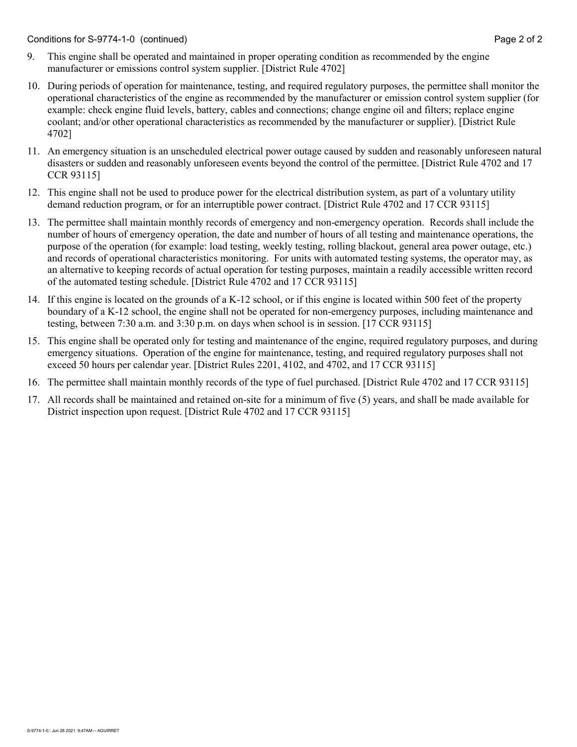9. This engine shall be operated and maintained in proper operating condition as recommended by the engine manufacturer or emissions control system supplier. [District Rule 4702]

10. During periods of operation for maintenance, testing, and required regulatory purposes, the permittee shall monitor the operational characteristics of the engine as recommended by the manufacturer or emission control system supplier (for example: check engine fluid levels, battery, cables and connections; change engine oil and filters; replace engine coolant; and/or other operational characteristics as recommended by the manufacturer or supplier). [District Rule 4702]

11. An emergency situation is an unscheduled electrical power outage caused by sudden and reasonably unforeseen natural disasters or sudden and reasonably unforeseen events beyond the control of the permittee. [District Rule 4702 and 17 CCR 93115]

12. This engine shall not be used to produce power for the electrical distribution system, as part of a voluntary utility demand reduction program, or for an interruptible power contract. [District Rule 4702 and 17 CCR 93115]

13. The permittee shall maintain monthly records of emergency and non-emergency operation. Records shall include the number of hours of emergency operation, the date and number of hours of all testing and maintenance operations, the purpose of the operation (for example: load testing, weekly testing, rolling blackout, general area power outage, etc.) and records of operational characteristics monitoring. For units with automated testing systems, the operator may, as an alternative to keeping records of actual operation for testing purposes, maintain a readily accessible written record of the automated testing schedule. [District Rule 4702 and 17 CCR 93115]

14. If this engine is located on the grounds of a K-12 school, or if this engine is located within 500 feet of the property boundary of a K-12 school, the engine shall not be operated for non-emergency purposes, including maintenance and testing, between 7:30 a.m. and 3:30 p.m. on days when school is in session. [17 CCR 93115]

15. This engine shall be operated only for testing and maintenance of the engine, required regulatory purposes, and during emergency situations. Operation of the engine for maintenance, testing, and required regulatory purposes shall not exceed 50 hours per calendar year. [District Rules 2201, 4102, and 4702, and 17 CCR 93115]

16. The permittee shall maintain monthly records of the type of fuel purchased. [District Rule 4702 and 17 CCR 93115]

17. All records shall be maintained and retained on-site for a minimum of five (5) years, and shall be made available for District inspection upon request. [District Rule 4702 and 17 CCR 93115]